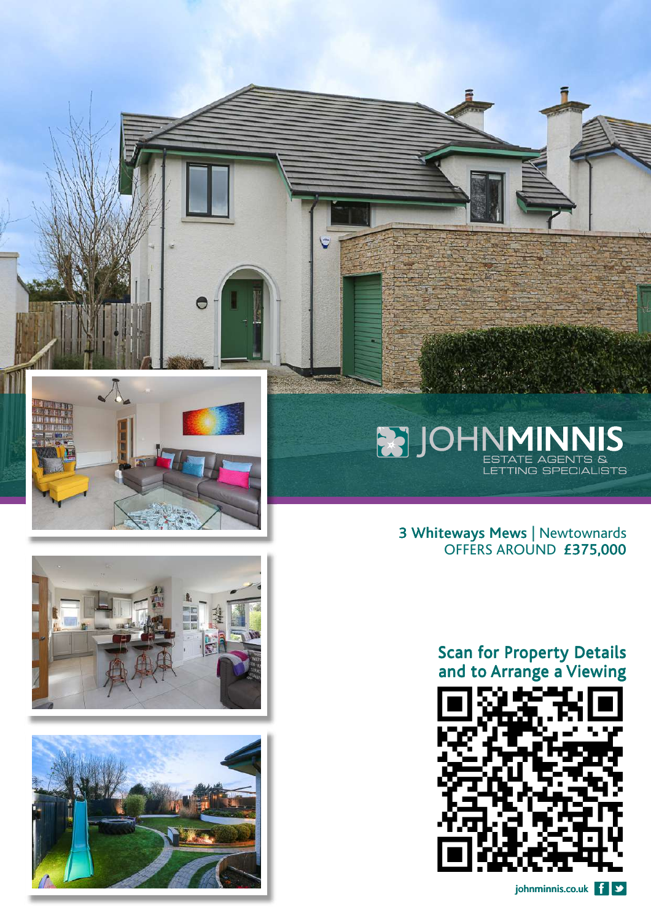JOHNMINNIS
ESTATE AGENTS & LETTING SPECIALISTS

**3 Whiteways Mews** | Newtownards
OFFERS AROUND **£375,000**

**Scan for Property Details and to Arrange a Viewing**

**johnminnis.co.uk**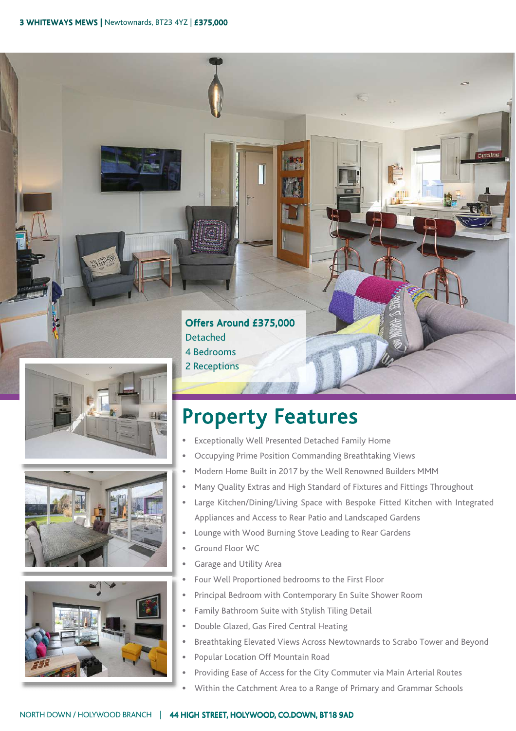**3 WHITEWAYS MEWS** | Newtownards, BT23 4YZ | **£375,000**

**Offers Around £375,000**
Detached
4 Bedrooms
2 Receptions

# Property Features

- Exceptionally Well Presented Detached Family Home
- Occupying Prime Position Commanding Breathtaking Views
- Modern Home Built in 2017 by the Well Renowned Builders MMM
- Many Quality Extras and High Standard of Fixtures and Fittings Throughout
- Large Kitchen/Dining/Living Space with Bespoke Fitted Kitchen with Integrated Appliances and Access to Rear Patio and Landscaped Gardens
- Lounge with Wood Burning Stove Leading to Rear Gardens
- Ground Floor WC
- Garage and Utility Area
- Four Well Proportioned bedrooms to the First Floor
- Principal Bedroom with Contemporary En Suite Shower Room
- Family Bathroom Suite with Stylish Tiling Detail
- Double Glazed, Gas Fired Central Heating
- Breathtaking Elevated Views Across Newtownards to Scrabo Tower and Beyond
- Popular Location Off Mountain Road
- Providing Ease of Access for the City Commuter via Main Arterial Routes
- Within the Catchment Area to a Range of Primary and Grammar Schools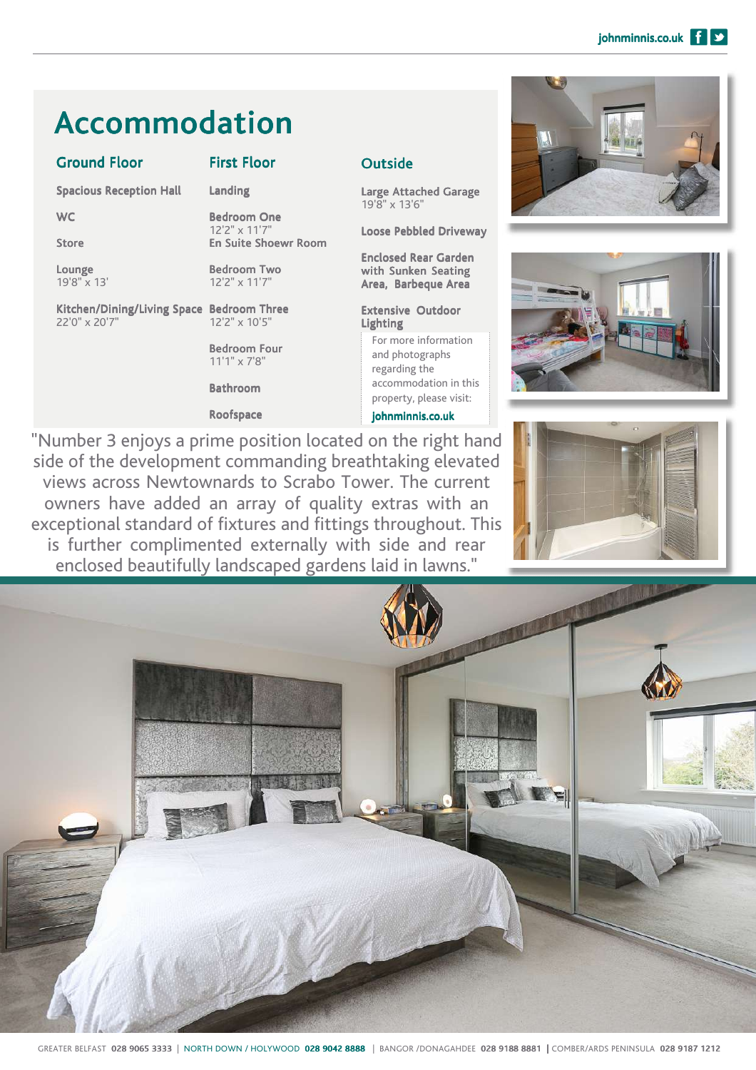# Accommodation

### Ground Floor

**Spacious Reception Hall**

**WC**

**Store**

**Lounge**
19'8" x 13'

**Kitchen/Dining/Living Space**
22'0" x 20'7"

### First Floor

**Landing**

**Bedroom One**
12'2" x 11'7"
**En Suite Shoewr Room**

**Bedroom Two**
12'2" x 11'7"

**Bedroom Three**
12'2" x 10'5"

**Bedroom Four**
11'1" x 7'8"

**Bathroom**

**Roofspace**

### Outside

**Large Attached Garage**
19'8" x 13'6"

**Loose Pebbled Driveway**

**Enclosed Rear Garden with Sunken Seating Area, Barbeque Area**

**Extensive Outdoor Lighting**

For more information and photographs regarding the accommodation in this property, please visit:
**johnminnis.co.uk**

"Number 3 enjoys a prime position located on the right hand side of the development commanding breathtaking elevated views across Newtownards to Scrabo Tower. The current owners have added an array of quality extras with an exceptional standard of fixtures and fittings throughout. This is further complimented externally with side and rear enclosed beautifully landscaped gardens laid in lawns."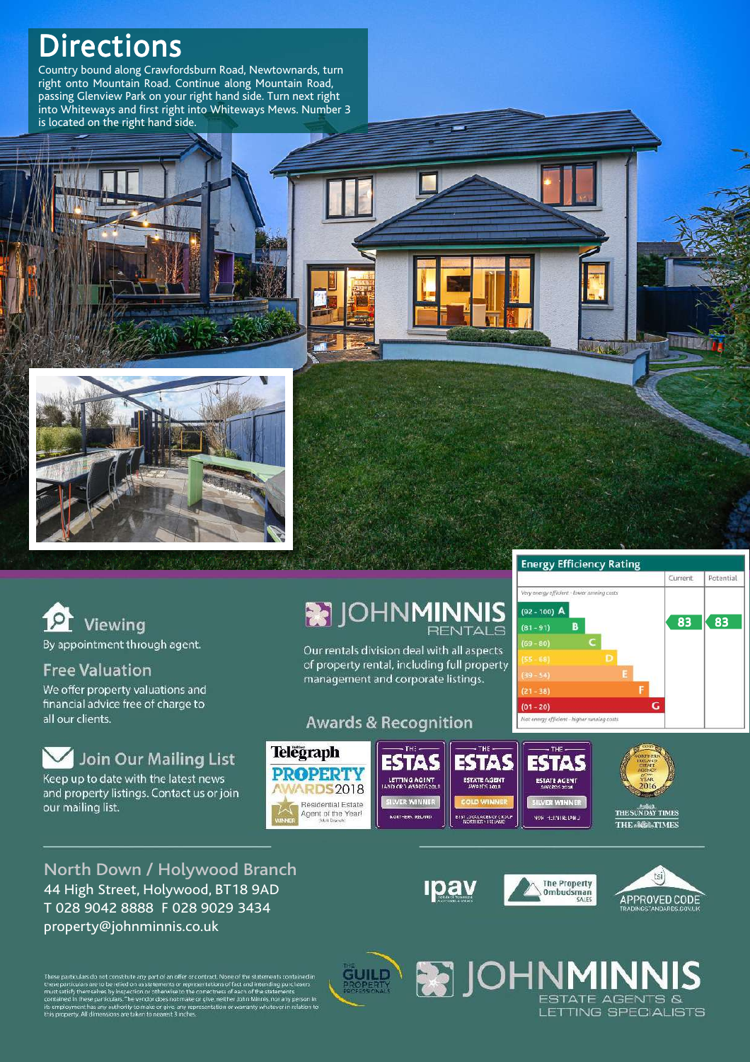## Directions

Country bound along Crawfordsburn Road, Newtownards, turn right onto Mountain Road. Continue along Mountain Road, passing Glenview Park on your right hand side. Turn next right into Whiteways and first right into Whiteways Mews. Number 3 is located on the right hand side.

### Viewing

By appointment through agent.

### Free Valuation

We offer property valuations and financial advice free of charge to all our clients.

### Join Our Mailing List

Keep up to date with the latest news and property listings. Contact us or join our mailing list.

### JOHNMINNIS RENTALS

Our rentals division deal with all aspects of property rental, including full property management and corporate listings.

### Energy Efficiency Rating

| | Current | Potential |
|---|---|---|
| Very energy efficient - lower running costs | | |
| (92 - 100) A | | |
| (81 - 91) B | 83 | 83 |
| (69 - 80) C | | |
| (55 - 68) D | | |
| (39 - 54) E | | |
| (21 - 38) F | | |
| (01 - 20) G | | |
| Not energy efficient - higher running costs | | |

### Awards & Recognition

Telegraph Property Awards 2018 – Residential Estate Agent of the Year! – Winner

The ESTAS Letting Agent Landlord Awards 2018 – Silver Winner – Northern Ireland

The ESTAS Estate Agent Awards 2018 – Gold Winner – Best Local Agency Group Northern Ireland

The ESTAS Estate Agent Awards 2018 – Silver Winner – Northern Ireland

Northern Ireland Estate Agency of the Year 2016 – The Sunday Times – The Times

### North Down / Holywood Branch

44 High Street, Holywood, BT18 9AD
T 028 9042 8888 F 028 9029 3434
property@johnminnis.co.uk

ipav – The Property Ombudsman Sales – Approved Code TradingStandards.gov.uk – The Guild of Property Professionals

JOHNMINNIS ESTATE AGENTS & LETTING SPECIALISTS

These particulars do not constitute any part of an offer or contract. None of the statements contained in these particulars are to be relied on as statements or representations of fact and intending purchasers must satisfy themselves by inspection or otherwise to the correctness of each of the statements contained in these particulars. The vendor does not make or give, neither John Minnis, nor any person in its employment has any authority to make or give any representation or warranty whatever in relation to this property. All dimensions are taken to nearest 3 inches.